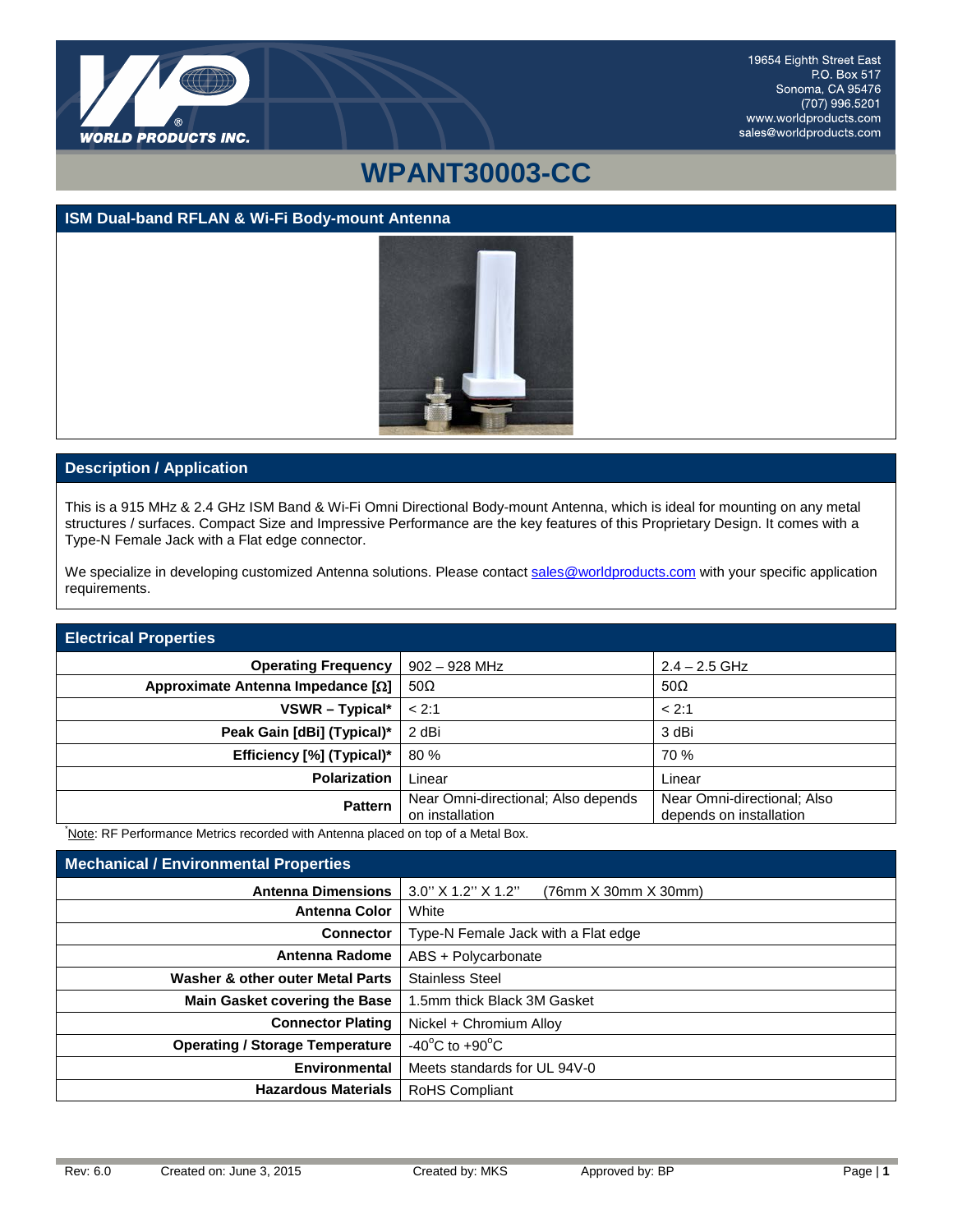WORLD PRODUCTS INC.

19654 Eighth Street East
P.O. Box 517
Sonoma, CA 95476
(707) 996.5201
www.worldproducts.com
sales@worldproducts.com

# WPANT30003-CC

## ISM Dual-band RFLAN & Wi-Fi Body-mount Antenna

## Description / Application

This is a 915 MHz & 2.4 GHz ISM Band & Wi-Fi Omni Directional Body-mount Antenna, which is ideal for mounting on any metal structures / surfaces. Compact Size and Impressive Performance are the key features of this Proprietary Design. It comes with a Type-N Female Jack with a Flat edge connector.

We specialize in developing customized Antenna solutions. Please contact sales@worldproducts.com with your specific application requirements.

## Electrical Properties

| | | |
|---|---|---|
| **Operating Frequency** | 902 – 928 MHz | 2.4 – 2.5 GHz |
| **Approximate Antenna Impedance [Ω]** | 50Ω | 50Ω |
| **VSWR – Typical*** | < 2:1 | < 2:1 |
| **Peak Gain [dBi] (Typical)*** | 2 dBi | 3 dBi |
| **Efficiency [%] (Typical)*** | 80 % | 70 % |
| **Polarization** | Linear | Linear |
| **Pattern** | Near Omni-directional; Also depends on installation | Near Omni-directional; Also depends on installation |

*Note: RF Performance Metrics recorded with Antenna placed on top of a Metal Box.

## Mechanical / Environmental Properties

| | |
|---|---|
| **Antenna Dimensions** | 3.0'' X 1.2'' X 1.2''  (76mm X 30mm X 30mm) |
| **Antenna Color** | White |
| **Connector** | Type-N Female Jack with a Flat edge |
| **Antenna Radome** | ABS + Polycarbonate |
| **Washer & other outer Metal Parts** | Stainless Steel |
| **Main Gasket covering the Base** | 1.5mm thick Black 3M Gasket |
| **Connector Plating** | Nickel + Chromium Alloy |
| **Operating / Storage Temperature** | -40°C to +90°C |
| **Environmental** | Meets standards for UL 94V-0 |
| **Hazardous Materials** | RoHS Compliant |

Rev: 6.0 Created on: June 3, 2015 Created by: MKS Approved by: BP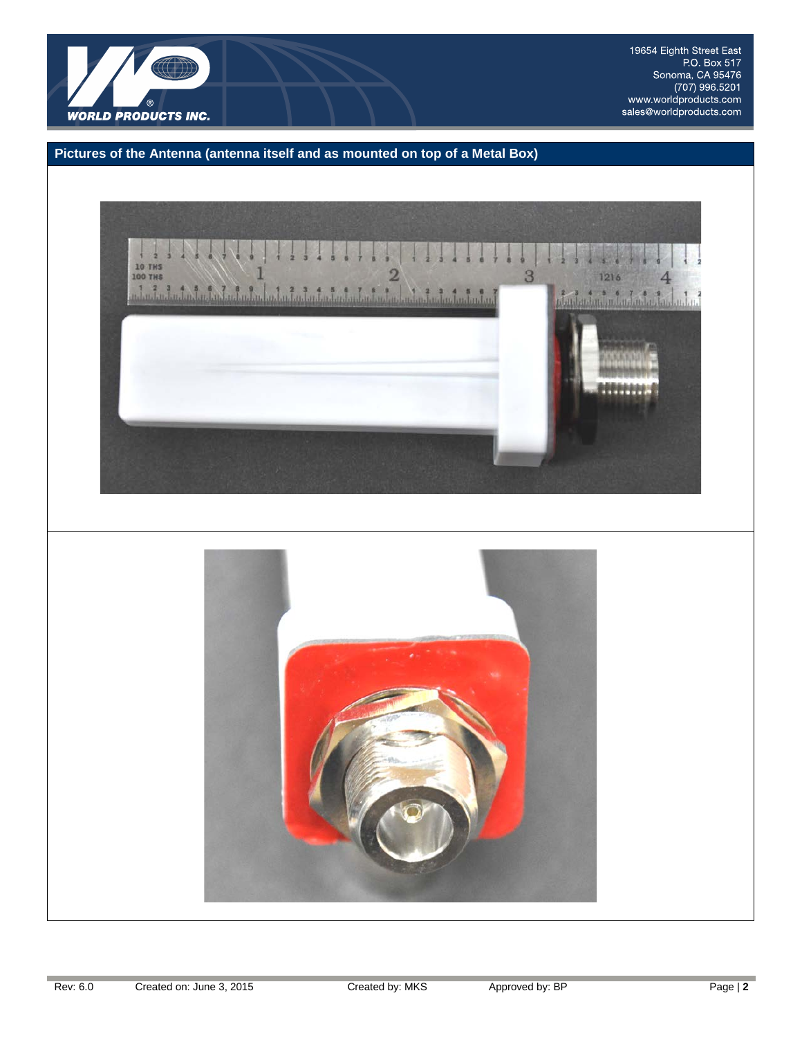## Pictures of the Antenna (antenna itself and as mounted on top of a Metal Box)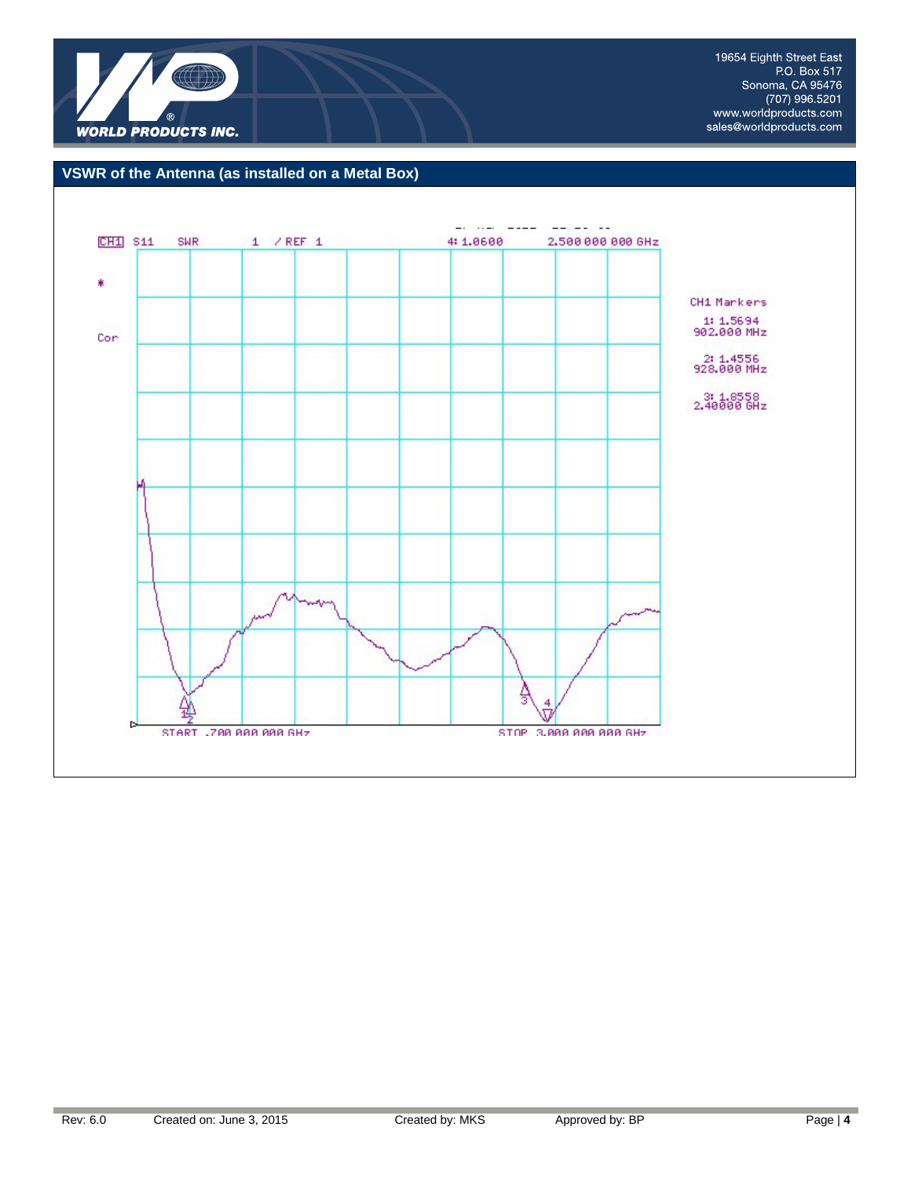## VSWR of the Antenna (as installed on a Metal Box)

CH1 S11 SWR 1 / REF 1 4: 1.0600 2.500 000 000 GHz

*

Cor

CH1 Markers

1: 1.5694
902.000 MHz

2: 1.4556
928.000 MHz

3: 1.8558
2.40000 GHz

START .700 000 000 GHz STOP 3.000 000 000 GHz

Rev: 6.0 Created on: June 3, 2015 Created by: MKS Approved by: BP